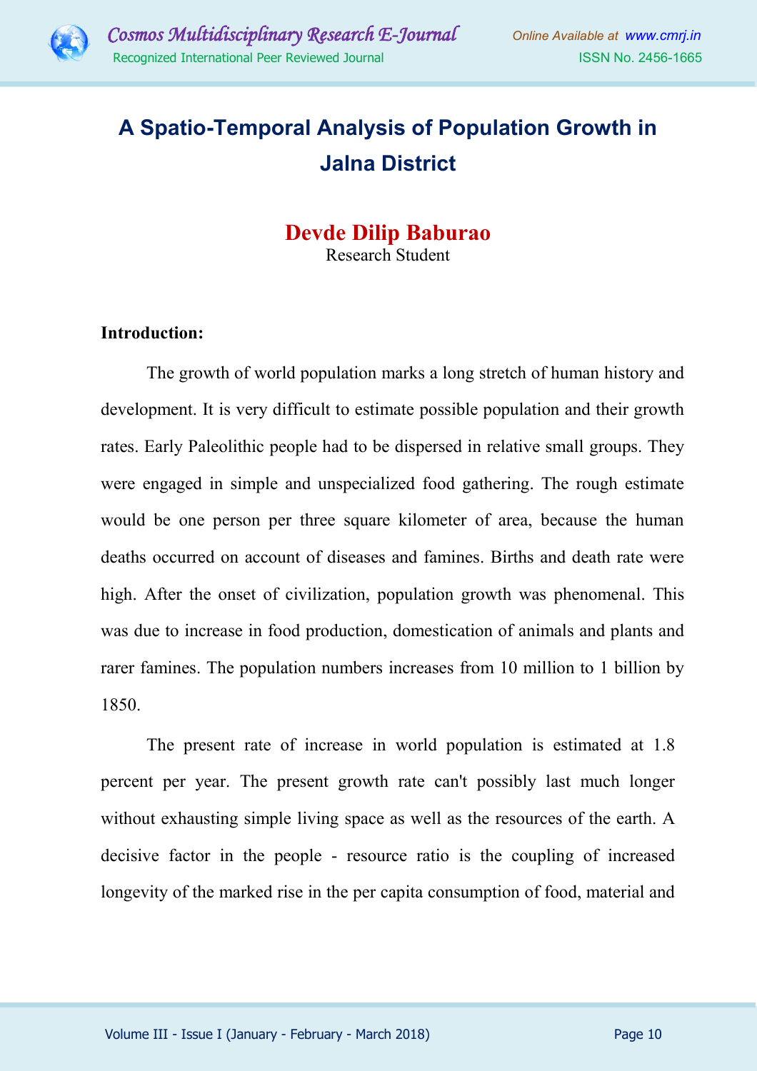# A Spatio-Temporal Analysis of Population Growth in Jalna District

**Devde Dilip Baburao**
Research Student

**Introduction:**

The growth of world population marks a long stretch of human history and development. It is very difficult to estimate possible population and their growth rates. Early Paleolithic people had to be dispersed in relative small groups. They were engaged in simple and unspecialized food gathering. The rough estimate would be one person per three square kilometer of area, because the human deaths occurred on account of diseases and famines. Births and death rate were high. After the onset of civilization, population growth was phenomenal. This was due to increase in food production, domestication of animals and plants and rarer famines. The population numbers increases from 10 million to 1 billion by 1850.

The present rate of increase in world population is estimated at 1.8 percent per year. The present growth rate can't possibly last much longer without exhausting simple living space as well as the resources of the earth. A decisive factor in the people - resource ratio is the coupling of increased longevity of the marked rise in the per capita consumption of food, material and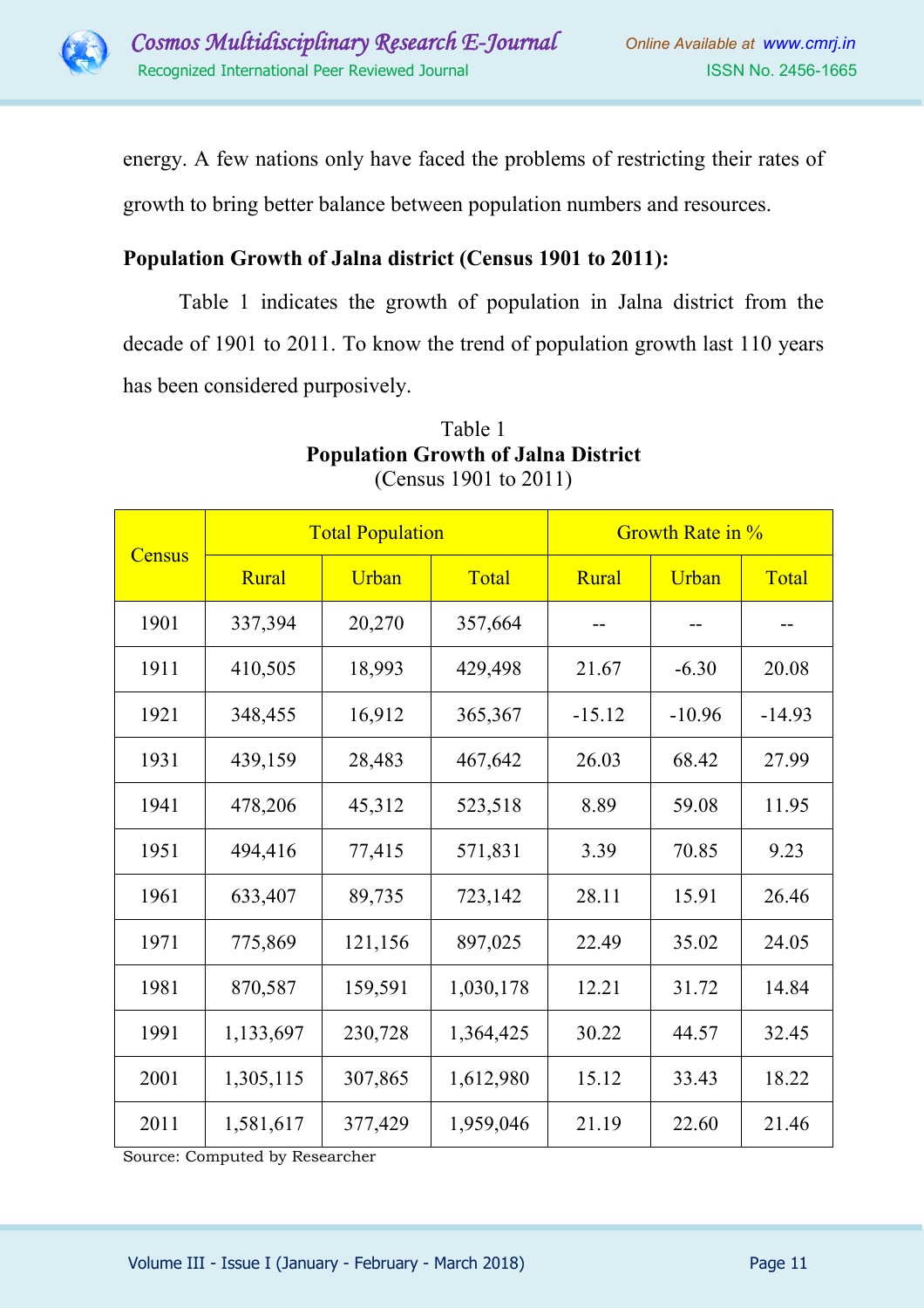energy. A few nations only have faced the problems of restricting their rates of growth to bring better balance between population numbers and resources.

**Population Growth of Jalna district (Census 1901 to 2011):**

Table 1 indicates the growth of population in Jalna district from the decade of 1901 to 2011. To know the trend of population growth last 110 years has been considered purposively.

Table 1
**Population Growth of Jalna District**
(Census 1901 to 2011)

| Census | Total Population | | | Growth Rate in % | | |
|---|---|---|---|---|---|---|
| | Rural | Urban | Total | Rural | Urban | Total |
| 1901 | 337,394 | 20,270 | 357,664 | -- | -- | -- |
| 1911 | 410,505 | 18,993 | 429,498 | 21.67 | -6.30 | 20.08 |
| 1921 | 348,455 | 16,912 | 365,367 | -15.12 | -10.96 | -14.93 |
| 1931 | 439,159 | 28,483 | 467,642 | 26.03 | 68.42 | 27.99 |
| 1941 | 478,206 | 45,312 | 523,518 | 8.89 | 59.08 | 11.95 |
| 1951 | 494,416 | 77,415 | 571,831 | 3.39 | 70.85 | 9.23 |
| 1961 | 633,407 | 89,735 | 723,142 | 28.11 | 15.91 | 26.46 |
| 1971 | 775,869 | 121,156 | 897,025 | 22.49 | 35.02 | 24.05 |
| 1981 | 870,587 | 159,591 | 1,030,178 | 12.21 | 31.72 | 14.84 |
| 1991 | 1,133,697 | 230,728 | 1,364,425 | 30.22 | 44.57 | 32.45 |
| 2001 | 1,305,115 | 307,865 | 1,612,980 | 15.12 | 33.43 | 18.22 |
| 2011 | 1,581,617 | 377,429 | 1,959,046 | 21.19 | 22.60 | 21.46 |

Source: Computed by Researcher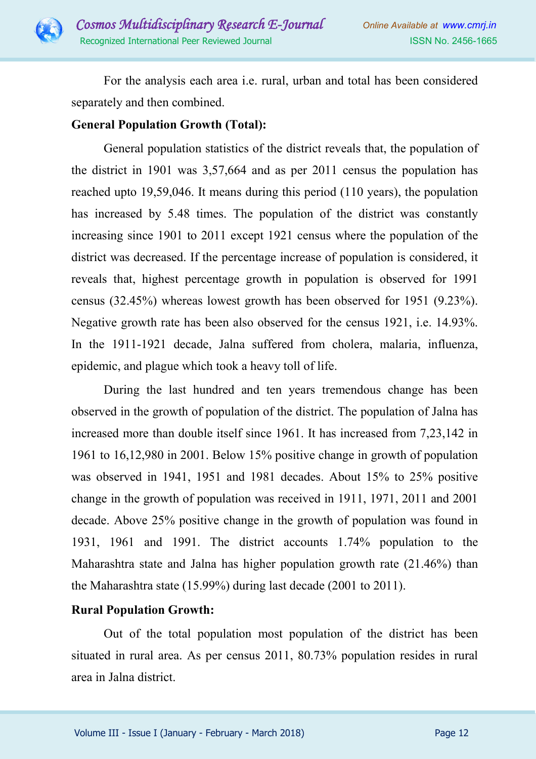For the analysis each area i.e. rural, urban and total has been considered separately and then combined.

**General Population Growth (Total):**

General population statistics of the district reveals that, the population of the district in 1901 was 3,57,664 and as per 2011 census the population has reached upto 19,59,046. It means during this period (110 years), the population has increased by 5.48 times. The population of the district was constantly increasing since 1901 to 2011 except 1921 census where the population of the district was decreased. If the percentage increase of population is considered, it reveals that, highest percentage growth in population is observed for 1991 census (32.45%) whereas lowest growth has been observed for 1951 (9.23%). Negative growth rate has been also observed for the census 1921, i.e. 14.93%. In the 1911-1921 decade, Jalna suffered from cholera, malaria, influenza, epidemic, and plague which took a heavy toll of life.

During the last hundred and ten years tremendous change has been observed in the growth of population of the district. The population of Jalna has increased more than double itself since 1961. It has increased from 7,23,142 in 1961 to 16,12,980 in 2001. Below 15% positive change in growth of population was observed in 1941, 1951 and 1981 decades. About 15% to 25% positive change in the growth of population was received in 1911, 1971, 2011 and 2001 decade. Above 25% positive change in the growth of population was found in 1931, 1961 and 1991. The district accounts 1.74% population to the Maharashtra state and Jalna has higher population growth rate (21.46%) than the Maharashtra state (15.99%) during last decade (2001 to 2011).

**Rural Population Growth:**

Out of the total population most population of the district has been situated in rural area. As per census 2011, 80.73% population resides in rural area in Jalna district.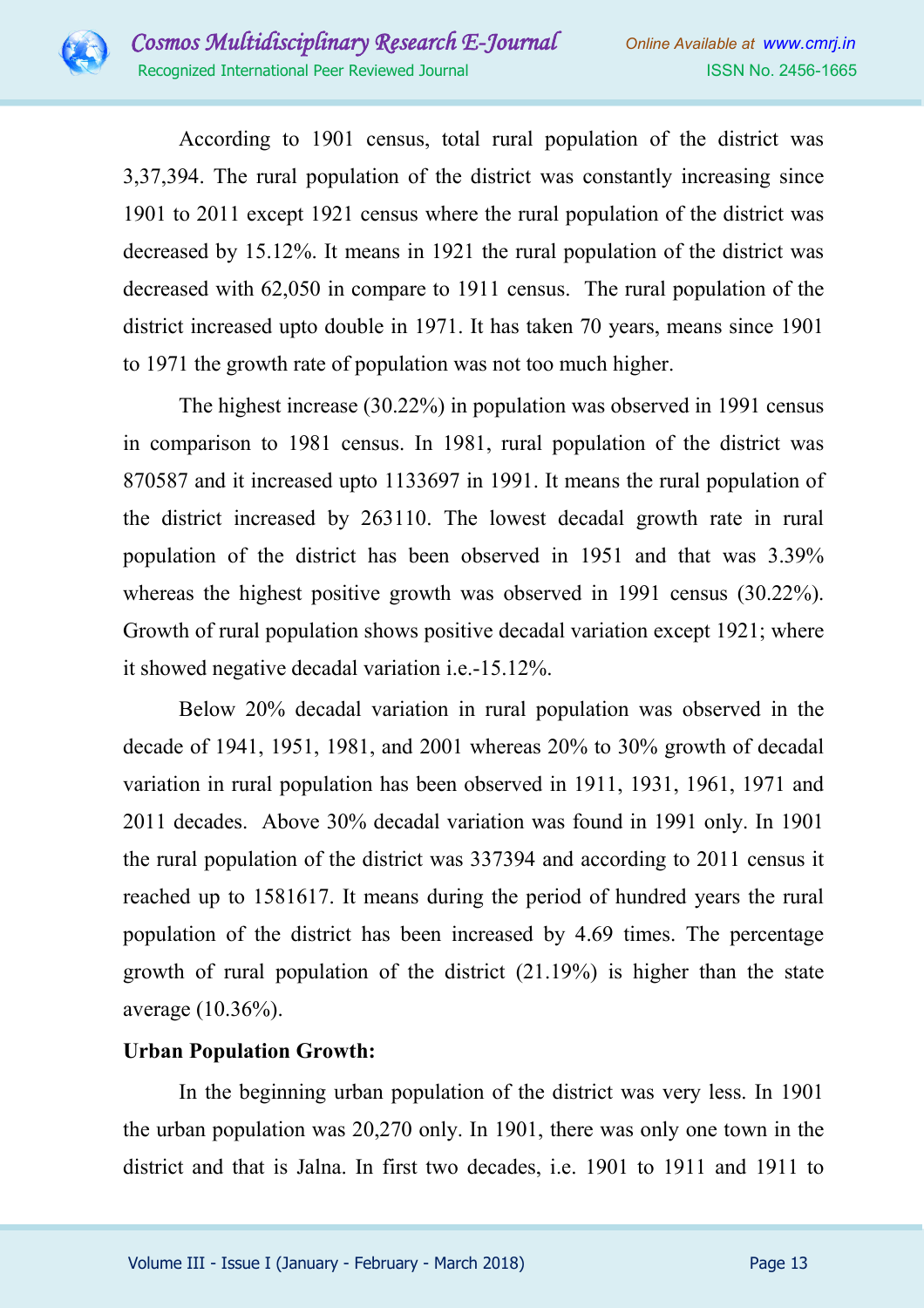According to 1901 census, total rural population of the district was 3,37,394. The rural population of the district was constantly increasing since 1901 to 2011 except 1921 census where the rural population of the district was decreased by 15.12%. It means in 1921 the rural population of the district was decreased with 62,050 in compare to 1911 census. The rural population of the district increased upto double in 1971. It has taken 70 years, means since 1901 to 1971 the growth rate of population was not too much higher.

The highest increase (30.22%) in population was observed in 1991 census in comparison to 1981 census. In 1981, rural population of the district was 870587 and it increased upto 1133697 in 1991. It means the rural population of the district increased by 263110. The lowest decadal growth rate in rural population of the district has been observed in 1951 and that was 3.39% whereas the highest positive growth was observed in 1991 census (30.22%). Growth of rural population shows positive decadal variation except 1921; where it showed negative decadal variation i.e.-15.12%.

Below 20% decadal variation in rural population was observed in the decade of 1941, 1951, 1981, and 2001 whereas 20% to 30% growth of decadal variation in rural population has been observed in 1911, 1931, 1961, 1971 and 2011 decades. Above 30% decadal variation was found in 1991 only. In 1901 the rural population of the district was 337394 and according to 2011 census it reached up to 1581617. It means during the period of hundred years the rural population of the district has been increased by 4.69 times. The percentage growth of rural population of the district (21.19%) is higher than the state average (10.36%).

**Urban Population Growth:**

In the beginning urban population of the district was very less. In 1901 the urban population was 20,270 only. In 1901, there was only one town in the district and that is Jalna. In first two decades, i.e. 1901 to 1911 and 1911 to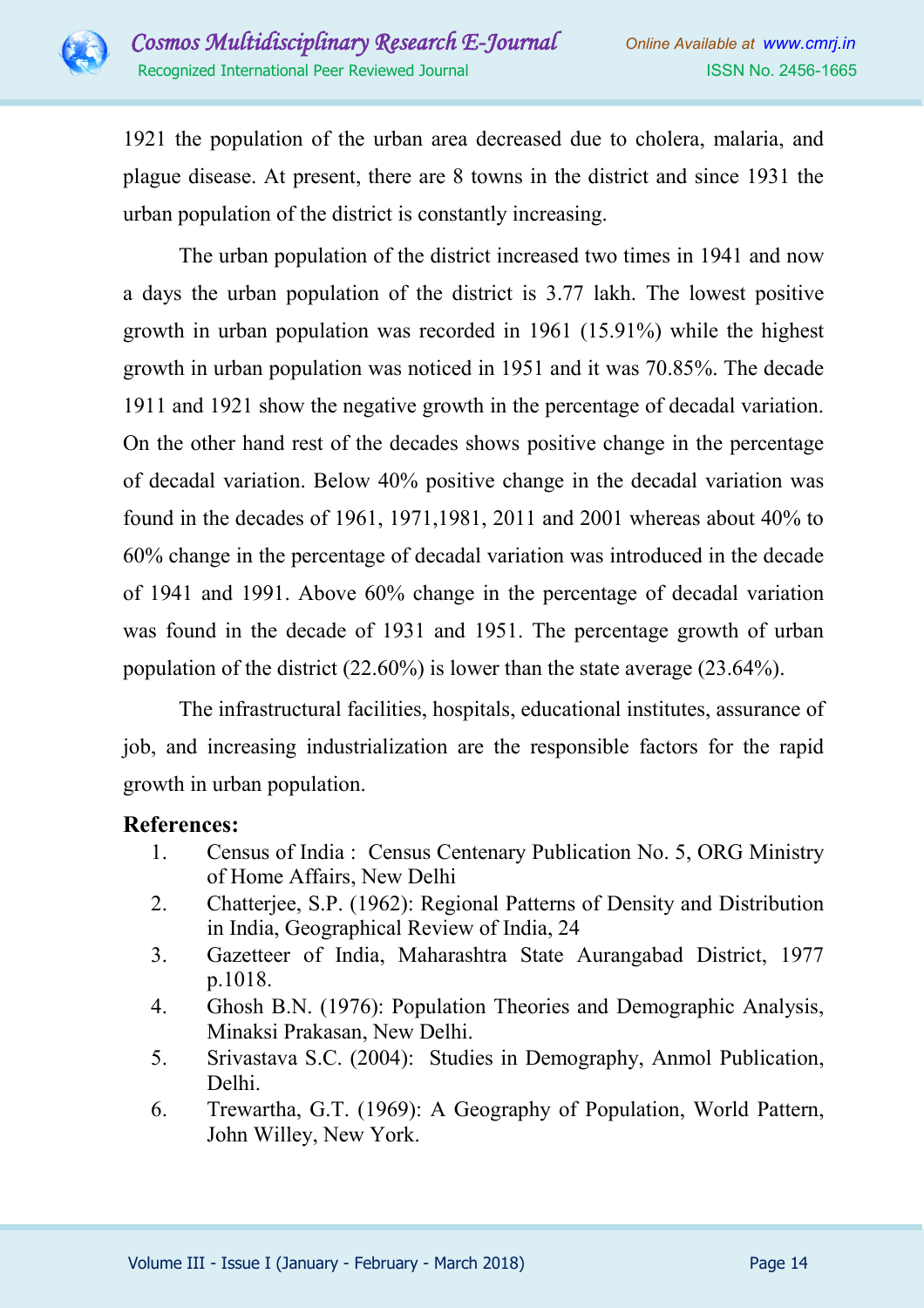1921 the population of the urban area decreased due to cholera, malaria, and plague disease. At present, there are 8 towns in the district and since 1931 the urban population of the district is constantly increasing.

The urban population of the district increased two times in 1941 and now a days the urban population of the district is 3.77 lakh. The lowest positive growth in urban population was recorded in 1961 (15.91%) while the highest growth in urban population was noticed in 1951 and it was 70.85%. The decade 1911 and 1921 show the negative growth in the percentage of decadal variation. On the other hand rest of the decades shows positive change in the percentage of decadal variation. Below 40% positive change in the decadal variation was found in the decades of 1961, 1971,1981, 2011 and 2001 whereas about 40% to 60% change in the percentage of decadal variation was introduced in the decade of 1941 and 1991. Above 60% change in the percentage of decadal variation was found in the decade of 1931 and 1951. The percentage growth of urban population of the district (22.60%) is lower than the state average (23.64%).

The infrastructural facilities, hospitals, educational institutes, assurance of job, and increasing industrialization are the responsible factors for the rapid growth in urban population.

**References:**

1. Census of India : Census Centenary Publication No. 5, ORG Ministry of Home Affairs, New Delhi
2. Chatterjee, S.P. (1962): Regional Patterns of Density and Distribution in India, Geographical Review of India, 24
3. Gazetteer of India, Maharashtra State Aurangabad District, 1977 p.1018.
4. Ghosh B.N. (1976): Population Theories and Demographic Analysis, Minaksi Prakasan, New Delhi.
5. Srivastava S.C. (2004): Studies in Demography, Anmol Publication, Delhi.
6. Trewartha, G.T. (1969): A Geography of Population, World Pattern, John Willey, New York.